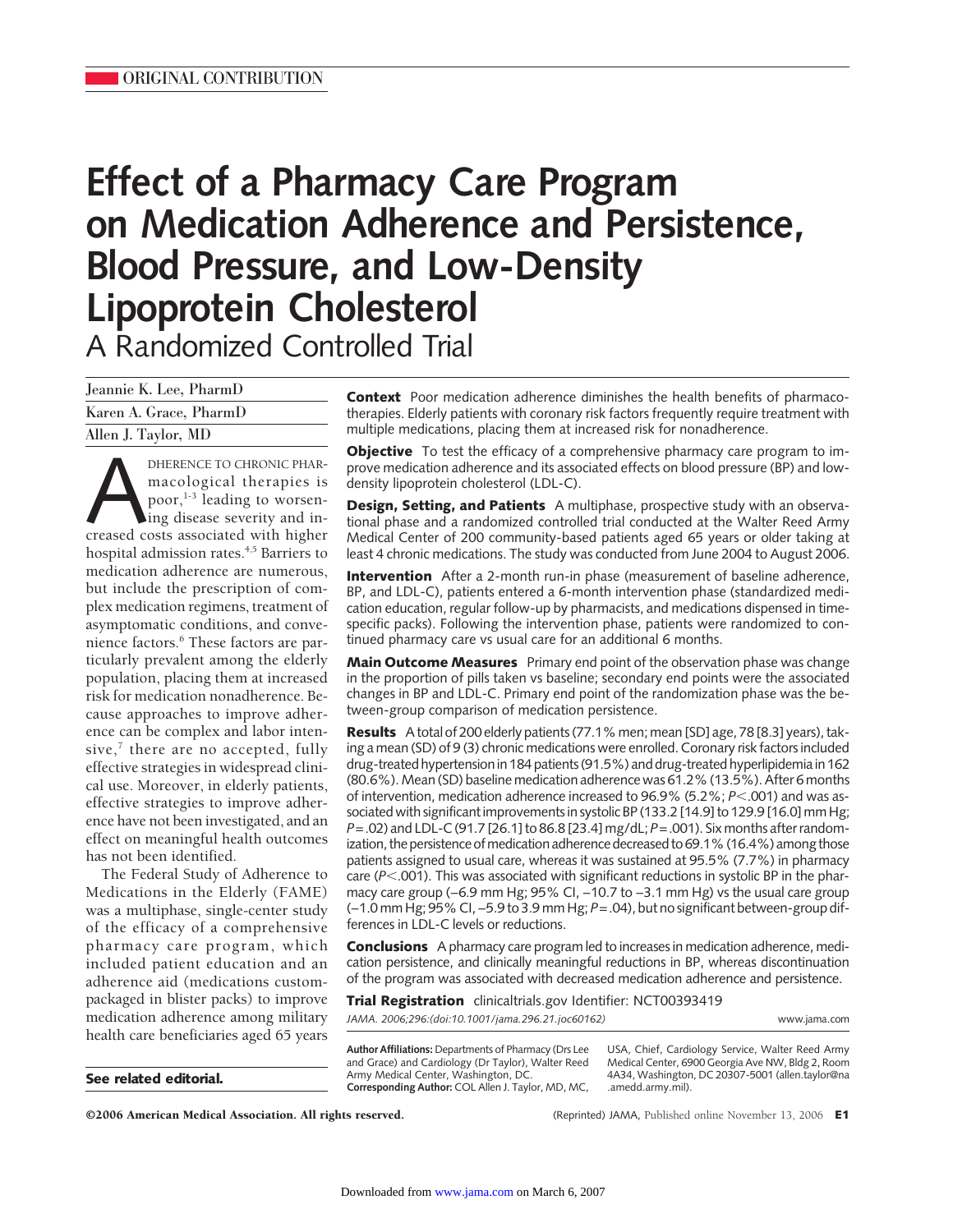ORIGINAL CONTRIBUTION

# Effect of a Pharmacy Care Program on Medication Adherence and Persistence, Blood Pressure, and Low-Density Lipoprotein Cholesterol

## A Randomized Controlled Trial

Jeannie K. Lee, PharmD

Karen A. Grace, PharmD

Allen J. Taylor, MD

**Context** Poor medication adherence diminishes the health benefits of pharmacotherapies. Elderly patients with coronary risk factors frequently require treatment with multiple medications, placing them at increased risk for nonadherence.

**Objective** To test the efficacy of a comprehensive pharmacy care program to improve medication adherence and its associated effects on blood pressure (BP) and low-density lipoprotein cholesterol (LDL-C).

**Design, Setting, and Patients** A multiphase, prospective study with an observational phase and a randomized controlled trial conducted at the Walter Reed Army Medical Center of 200 community-based patients aged 65 years or older taking at least 4 chronic medications. The study was conducted from June 2004 to August 2006.

**Intervention** After a 2-month run-in phase (measurement of baseline adherence, BP, and LDL-C), patients entered a 6-month intervention phase (standardized medication education, regular follow-up by pharmacists, and medications dispensed in time-specific packs). Following the intervention phase, patients were randomized to continued pharmacy care vs usual care for an additional 6 months.

**Main Outcome Measures** Primary end point of the observation phase was change in the proportion of pills taken vs baseline; secondary end points were the associated changes in BP and LDL-C. Primary end point of the randomization phase was the between-group comparison of medication persistence.

**Results** A total of 200 elderly patients (77.1% men; mean [SD] age, 78 [8.3] years), taking a mean (SD) of 9 (3) chronic medications were enrolled. Coronary risk factors included drug-treated hypertension in 184 patients (91.5%) and drug-treated hyperlipidemia in 162 (80.6%). Mean (SD) baseline medication adherence was 61.2% (13.5%). After 6 months of intervention, medication adherence increased to 96.9% (5.2%; $P<.001$) and was associated with significant improvements in systolic BP (133.2 [14.9] to 129.9 [16.0] mm Hg; $P=.02$) and LDL-C (91.7 [26.1] to 86.8 [23.4] mg/dL; $P=.001$). Six months after randomization, the persistence of medication adherence decreased to 69.1% (16.4%) among those patients assigned to usual care, whereas it was sustained at 95.5% (7.7%) in pharmacy care ($P<.001$). This was associated with significant reductions in systolic BP in the pharmacy care group (−6.9 mm Hg; 95% CI, −10.7 to −3.1 mm Hg) vs the usual care group (−1.0 mm Hg; 95% CI, −5.9 to 3.9 mm Hg; $P=.04$), but no significant between-group differences in LDL-C levels or reductions.

**Conclusions** A pharmacy care program led to increases in medication adherence, medication persistence, and clinically meaningful reductions in BP, whereas discontinuation of the program was associated with decreased medication adherence and persistence.

**Trial Registration** clinicaltrials.gov Identifier: NCT00393419

*JAMA. 2006;296:(doi:10.1001/jama.296.21.joc60162)* www.jama.com

Adherence to chronic pharmacological therapies is poor,[1-3] leading to worsening disease severity and increased costs associated with higher hospital admission rates.[4,5] Barriers to medication adherence are numerous, but include the prescription of complex medication regimens, treatment of asymptomatic conditions, and convenience factors.[6] These factors are particularly prevalent among the elderly population, placing them at increased risk for medication nonadherence. Because approaches to improve adherence can be complex and labor intensive,[7] there are no accepted, fully effective strategies in widespread clinical use. Moreover, in elderly patients, effective strategies to improve adherence have not been investigated, and an effect on meaningful health outcomes has not been identified.

The Federal Study of Adherence to Medications in the Elderly (FAME) was a multiphase, single-center study of the efficacy of a comprehensive pharmacy care program, which included patient education and an adherence aid (medications custom-packaged in blister packs) to improve medication adherence among military health care beneficiaries aged 65 years

**See related editorial.**

**Author Affiliations:** Departments of Pharmacy (Drs Lee and Grace) and Cardiology (Dr Taylor), Walter Reed Army Medical Center, Washington, DC.

**Corresponding Author:** COL Allen J. Taylor, MD, MC, USA, Chief, Cardiology Service, Walter Reed Army Medical Center, 6900 Georgia Ave NW, Bldg 2, Room 4A34, Washington, DC 20307-5001 (allen.taylor@na.amedd.army.mil).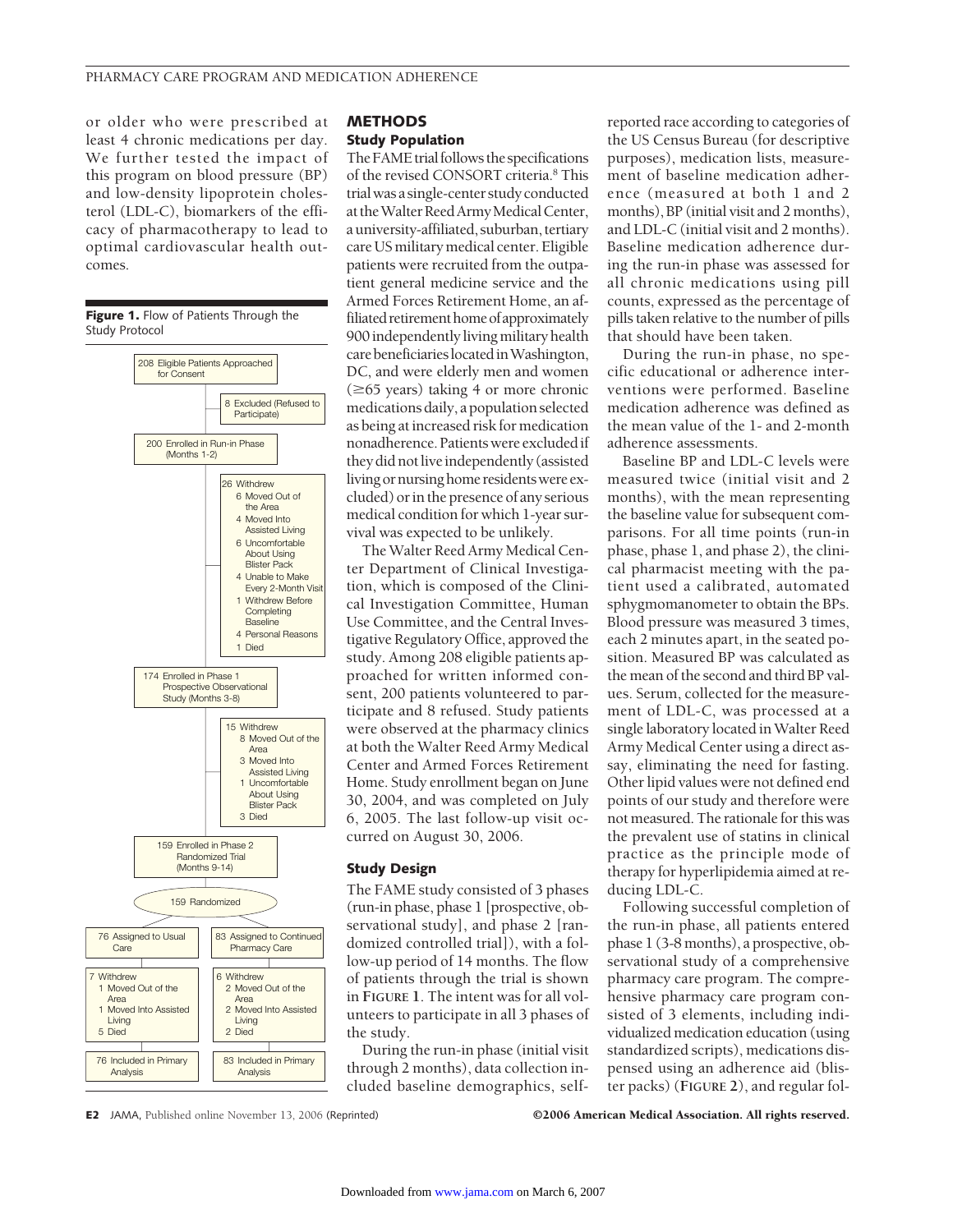or older who were prescribed at least 4 chronic medications per day. We further tested the impact of this program on blood pressure (BP) and low-density lipoprotein cholesterol (LDL-C), biomarkers of the efficacy of pharmacotherapy to lead to optimal cardiovascular health outcomes.

**Figure 1.** Flow of Patients Through the Study Protocol

208 Eligible Patients Approached for Consent

8 Excluded (Refused to Participate)

200 Enrolled in Run-in Phase (Months 1-2)

26 Withdrew
- 6 Moved Out of the Area
- 4 Moved Into Assisted Living
- 6 Uncomfortable About Using Blister Pack
- 4 Unable to Make Every 2-Month Visit
- 1 Withdrew Before Completing Baseline
- 4 Personal Reasons
- 1 Died

174 Enrolled in Phase 1 Prospective Observational Study (Months 3-8)

15 Withdrew
- 8 Moved Out of the Area
- 3 Moved Into Assisted Living
- 1 Uncomfortable About Using Blister Pack
- 3 Died

159 Enrolled in Phase 2 Randomized Trial (Months 9-14)

159 Randomized

76 Assigned to Usual Care

7 Withdrew
- 1 Moved Out of the Area
- 1 Moved Into Assisted Living
- 5 Died

76 Included in Primary Analysis

83 Assigned to Continued Pharmacy Care

6 Withdrew
- 2 Moved Out of the Area
- 2 Moved Into Assisted Living
- 2 Died

83 Included in Primary Analysis

## METHODS

### Study Population

The FAME trial follows the specifications of the revised CONSORT criteria.[8] This trial was a single-center study conducted at the Walter Reed Army Medical Center, a university-affiliated, suburban, tertiary care US military medical center. Eligible patients were recruited from the outpatient general medicine service and the Armed Forces Retirement Home, an affiliated retirement home of approximately 900 independently living military health care beneficiaries located in Washington, DC, and were elderly men and women (≥65 years) taking 4 or more chronic medications daily, a population selected as being at increased risk for medication nonadherence. Patients were excluded if they did not live independently (assisted living or nursing home residents were excluded) or in the presence of any serious medical condition for which 1-year survival was expected to be unlikely.

The Walter Reed Army Medical Center Department of Clinical Investigation, which is composed of the Clinical Investigation Committee, Human Use Committee, and the Central Investigative Regulatory Office, approved the study. Among 208 eligible patients approached for written informed consent, 200 patients volunteered to participate and 8 refused. Study patients were observed at the pharmacy clinics at both the Walter Reed Army Medical Center and Armed Forces Retirement Home. Study enrollment began on June 30, 2004, and was completed on July 6, 2005. The last follow-up visit occurred on August 30, 2006.

### Study Design

The FAME study consisted of 3 phases (run-in phase, phase 1 [prospective, observational study], and phase 2 [randomized controlled trial]), with a follow-up period of 14 months. The flow of patients through the trial is shown in **Figure 1**. The intent was for all volunteers to participate in all 3 phases of the study.

During the run-in phase (initial visit through 2 months), data collection included baseline demographics, self-reported race according to categories of the US Census Bureau (for descriptive purposes), medication lists, measurement of baseline medication adherence (measured at both 1 and 2 months), BP (initial visit and 2 months), and LDL-C (initial visit and 2 months). Baseline medication adherence during the run-in phase was assessed for all chronic medications using pill counts, expressed as the percentage of pills taken relative to the number of pills that should have been taken.

During the run-in phase, no specific educational or adherence interventions were performed. Baseline medication adherence was defined as the mean value of the 1- and 2-month adherence assessments.

Baseline BP and LDL-C levels were measured twice (initial visit and 2 months), with the mean representing the baseline value for subsequent comparisons. For all time points (run-in phase, phase 1, and phase 2), the clinical pharmacist meeting with the patient used a calibrated, automated sphygmomanometer to obtain the BPs. Blood pressure was measured 3 times, each 2 minutes apart, in the seated position. Measured BP was calculated as the mean of the second and third BP values. Serum, collected for the measurement of LDL-C, was processed at a single laboratory located in Walter Reed Army Medical Center using a direct assay, eliminating the need for fasting. Other lipid values were not defined end points of our study and therefore were not measured. The rationale for this was the prevalent use of statins in clinical practice as the principle mode of therapy for hyperlipidemia aimed at reducing LDL-C.

Following successful completion of the run-in phase, all patients entered phase 1 (3-8 months), a prospective, observational study of a comprehensive pharmacy care program. The comprehensive pharmacy care program consisted of 3 elements, including individualized medication education (using standardized scripts), medications dispensed using an adherence aid (blister packs) (**Figure 2**), and regular fol-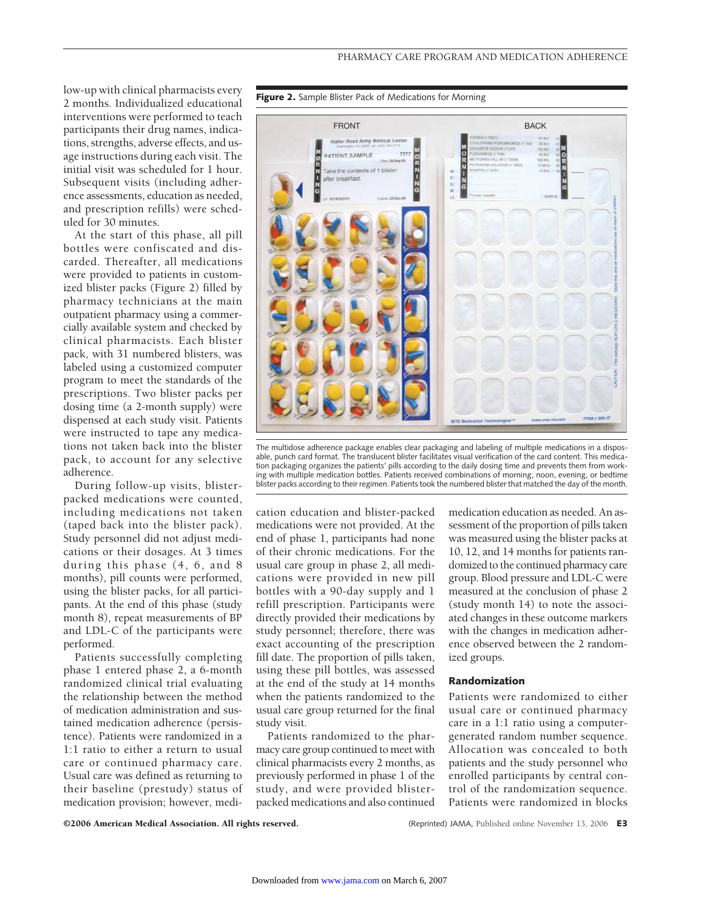low-up with clinical pharmacists every 2 months. Individualized educational interventions were performed to teach participants their drug names, indications, strengths, adverse effects, and usage instructions during each visit. The initial visit was scheduled for 1 hour. Subsequent visits (including adherence assessments, education as needed, and prescription refills) were scheduled for 30 minutes.

At the start of this phase, all pill bottles were confiscated and discarded. Thereafter, all medications were provided to patients in customized blister packs (Figure 2) filled by pharmacy technicians at the main outpatient pharmacy using a commercially available system and checked by clinical pharmacists. Each blister pack, with 31 numbered blisters, was labeled using a customized computer program to meet the standards of the prescriptions. Two blister packs per dosing time (a 2-month supply) were dispensed at each study visit. Patients were instructed to tape any medications not taken back into the blister pack, to account for any selective adherence.

During follow-up visits, blister-packed medications were counted, including medications not taken (taped back into the blister pack). Study personnel did not adjust medications or their dosages. At 3 times during this phase (4, 6, and 8 months), pill counts were performed, using the blister packs, for all participants. At the end of this phase (study month 8), repeat measurements of BP and LDL-C of the participants were performed.

Patients successfully completing phase 1 entered phase 2, a 6-month randomized clinical trial evaluating the relationship between the method of medication administration and sustained medication adherence (persistence). Patients were randomized in a 1:1 ratio to either a return to usual care or continued pharmacy care. Usual care was defined as returning to their baseline (prestudy) status of medication provision; however, medication education and blister-packed medications were not provided. At the end of phase 1, participants had none of their chronic medications. For the usual care group in phase 2, all medications were provided in new pill bottles with a 90-day supply and 1 refill prescription. Participants were directly provided their medications by study personnel; therefore, there was exact accounting of the prescription fill date. The proportion of pills taken, using these pill bottles, was assessed at the end of the study at 14 months when the patients randomized to the usual care group returned for the final study visit.

Patients randomized to the pharmacy care group continued to meet with clinical pharmacists every 2 months, as previously performed in phase 1 of the study, and were provided blister-packed medications and also continued medication education as needed. An assessment of the proportion of pills taken was measured using the blister packs at 10, 12, and 14 months for patients randomized to the continued pharmacy care group. Blood pressure and LDL-C were measured at the conclusion of phase 2 (study month 14) to note the associated changes in these outcome markers with the changes in medication adherence observed between the 2 randomized groups.

**Figure 2.** Sample Blister Pack of Medications for Morning

The multidose adherence package enables clear packaging and labeling of multiple medications in a disposable, punch card format. The translucent blister facilitates visual verification of the card content. This medication packaging organizes the patients' pills according to the daily dosing time and prevents them from working with multiple medication bottles. Patients received combinations of morning, noon, evening, or bedtime blister packs according to their regimen. Patients took the numbered blister that matched the day of the month.

### Randomization

Patients were randomized to either usual care or continued pharmacy care in a 1:1 ratio using a computer-generated random number sequence. Allocation was concealed to both patients and the study personnel who enrolled participants by central control of the randomization sequence. Patients were randomized in blocks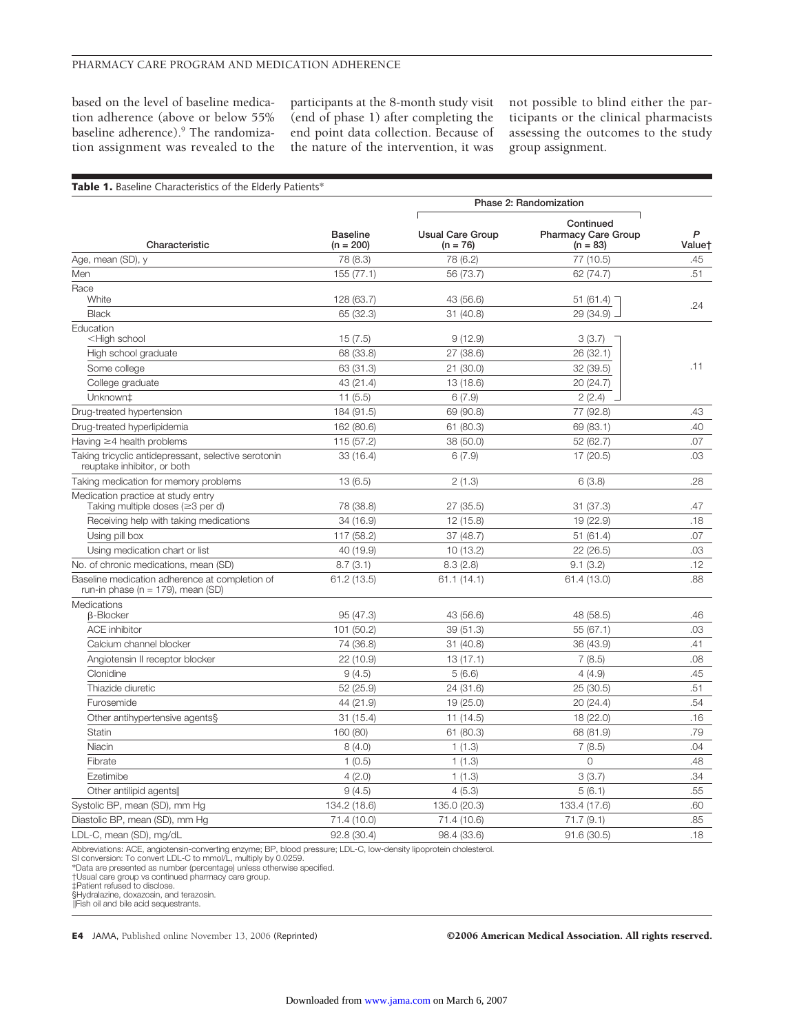based on the level of baseline medication adherence (above or below 55% baseline adherence).[9] The randomization assignment was revealed to the participants at the 8-month study visit (end of phase 1) after completing the end point data collection. Because of the nature of the intervention, it was not possible to blind either the participants or the clinical pharmacists assessing the outcomes to the study group assignment.

**Table 1.** Baseline Characteristics of the Elderly Patients*

| Characteristic | Baseline (n = 200) | Phase 2: Randomization Usual Care Group (n = 76) | Phase 2: Randomization Continued Pharmacy Care Group (n = 83) | *P* Value† |
|---|---|---|---|---|
| Age, mean (SD), y | 78 (8.3) | 78 (6.2) | 77 (10.5) | .45 |
| Men | 155 (77.1) | 56 (73.7) | 62 (74.7) | .51 |
| Race | | | | |
| White | 128 (63.7) | 43 (56.6) | 51 (61.4) | .24 |
| Black | 65 (32.3) | 31 (40.8) | 29 (34.9) | |
| Education | | | | |
| <High school | 15 (7.5) | 9 (12.9) | 3 (3.7) | .11 |
| High school graduate | 68 (33.8) | 27 (38.6) | 26 (32.1) | |
| Some college | 63 (31.3) | 21 (30.0) | 32 (39.5) | |
| College graduate | 43 (21.4) | 13 (18.6) | 20 (24.7) | |
| Unknown‡ | 11 (5.5) | 6 (7.9) | 2 (2.4) | |
| Drug-treated hypertension | 184 (91.5) | 69 (90.8) | 77 (92.8) | .43 |
| Drug-treated hyperlipidemia | 162 (80.6) | 61 (80.3) | 69 (83.1) | .40 |
| Having ≥4 health problems | 115 (57.2) | 38 (50.0) | 52 (62.7) | .07 |
| Taking tricyclic antidepressant, selective serotonin reuptake inhibitor, or both | 33 (16.4) | 6 (7.9) | 17 (20.5) | .03 |
| Taking medication for memory problems | 13 (6.5) | 2 (1.3) | 6 (3.8) | .28 |
| Medication practice at study entry | | | | |
| Taking multiple doses (≥3 per d) | 78 (38.8) | 27 (35.5) | 31 (37.3) | .47 |
| Receiving help with taking medications | 34 (16.9) | 12 (15.8) | 19 (22.9) | .18 |
| Using pill box | 117 (58.2) | 37 (48.7) | 51 (61.4) | .07 |
| Using medication chart or list | 40 (19.9) | 10 (13.2) | 22 (26.5) | .03 |
| No. of chronic medications, mean (SD) | 8.7 (3.1) | 8.3 (2.8) | 9.1 (3.2) | .12 |
| Baseline medication adherence at completion of run-in phase (n = 179), mean (SD) | 61.2 (13.5) | 61.1 (14.1) | 61.4 (13.0) | .88 |
| Medications | | | | |
| β-Blocker | 95 (47.3) | 43 (56.6) | 48 (58.5) | .46 |
| ACE inhibitor | 101 (50.2) | 39 (51.3) | 55 (67.1) | .03 |
| Calcium channel blocker | 74 (36.8) | 31 (40.8) | 36 (43.9) | .41 |
| Angiotensin II receptor blocker | 22 (10.9) | 13 (17.1) | 7 (8.5) | .08 |
| Clonidine | 9 (4.5) | 5 (6.6) | 4 (4.9) | .45 |
| Thiazide diuretic | 52 (25.9) | 24 (31.6) | 25 (30.5) | .51 |
| Furosemide | 44 (21.9) | 19 (25.0) | 20 (24.4) | .54 |
| Other antihypertensive agents§ | 31 (15.4) | 11 (14.5) | 18 (22.0) | .16 |
| Statin | 160 (80) | 61 (80.3) | 68 (81.9) | .79 |
| Niacin | 8 (4.0) | 1 (1.3) | 7 (8.5) | .04 |
| Fibrate | 1 (0.5) | 1 (1.3) | 0 | .48 |
| Ezetimibe | 4 (2.0) | 1 (1.3) | 3 (3.7) | .34 |
| Other antilipid agents‖ | 9 (4.5) | 4 (5.3) | 5 (6.1) | .55 |
| Systolic BP, mean (SD), mm Hg | 134.2 (18.6) | 135.0 (20.3) | 133.4 (17.6) | .60 |
| Diastolic BP, mean (SD), mm Hg | 71.4 (10.0) | 71.4 (10.6) | 71.7 (9.1) | .85 |
| LDL-C, mean (SD), mg/dL | 92.8 (30.4) | 98.4 (33.6) | 91.6 (30.5) | .18 |

Abbreviations: ACE, angiotensin-converting enzyme; BP, blood pressure; LDL-C, low-density lipoprotein cholesterol.
SI conversion: To convert LDL-C to mmol/L, multiply by 0.0259.
*Data are presented as number (percentage) unless otherwise specified.
†Usual care group vs continued pharmacy care group.
‡Patient refused to disclose.
§Hydralazine, doxazosin, and terazosin.
‖Fish oil and bile acid sequestrants.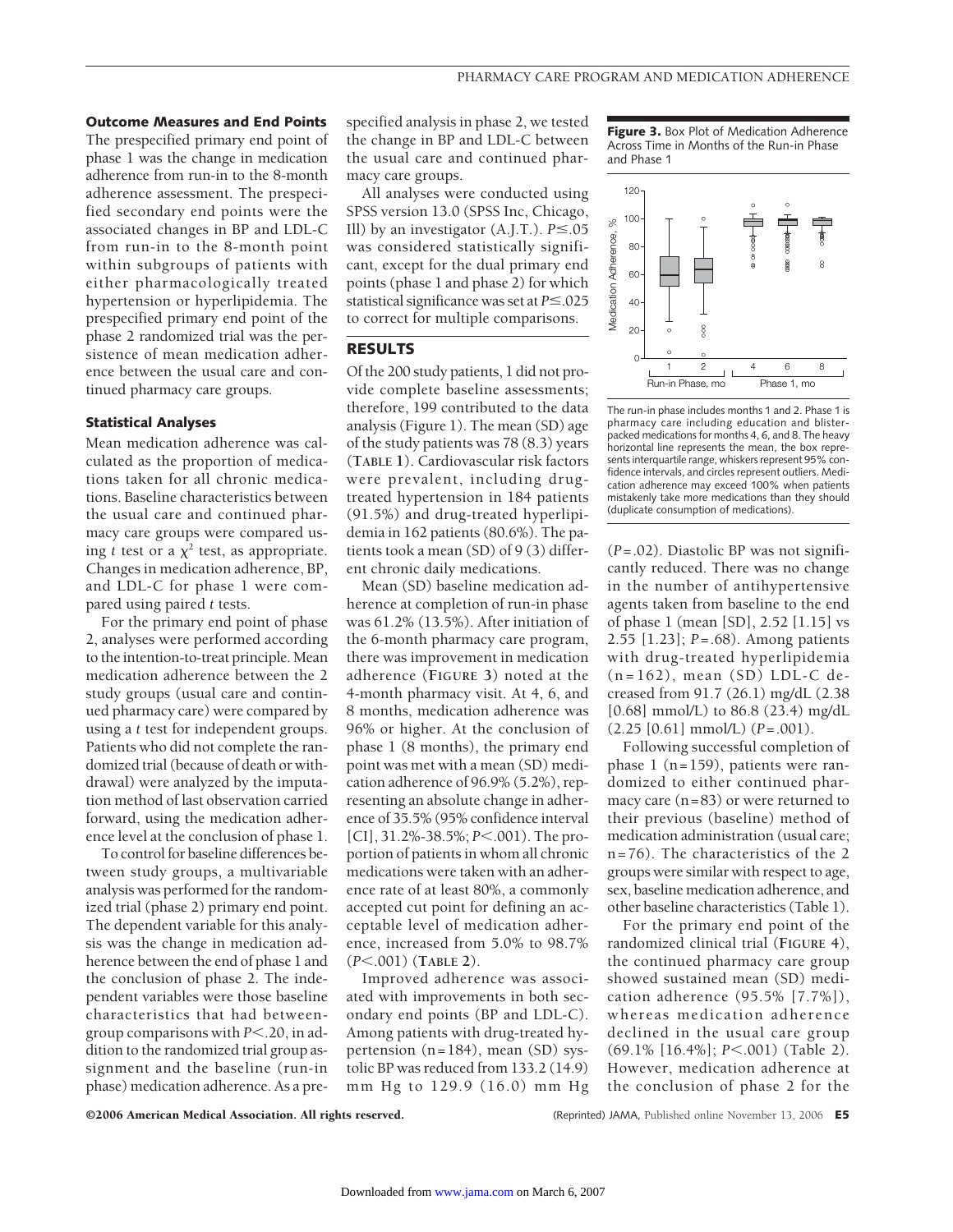### Outcome Measures and End Points

The prespecified primary end point of phase 1 was the change in medication adherence from run-in to the 8-month adherence assessment. The prespecified secondary end points were the associated changes in BP and LDL-C from run-in to the 8-month point within subgroups of patients with either pharmacologically treated hypertension or hyperlipidemia. The prespecified primary end point of the phase 2 randomized trial was the persistence of mean medication adherence between the usual care and continued pharmacy care groups.

### Statistical Analyses

Mean medication adherence was calculated as the proportion of medications taken for all chronic medications. Baseline characteristics between the usual care and continued pharmacy care groups were compared using *t* test or a $\chi^2$ test, as appropriate. Changes in medication adherence, BP, and LDL-C for phase 1 were compared using paired *t* tests.

For the primary end point of phase 2, analyses were performed according to the intention-to-treat principle. Mean medication adherence between the 2 study groups (usual care and continued pharmacy care) were compared by using a *t* test for independent groups. Patients who did not complete the randomized trial (because of death or withdrawal) were analyzed by the imputation method of last observation carried forward, using the medication adherence level at the conclusion of phase 1.

To control for baseline differences between study groups, a multivariable analysis was performed for the randomized trial (phase 2) primary end point. The dependent variable for this analysis was the change in medication adherence between the end of phase 1 and the conclusion of phase 2. The independent variables were those baseline characteristics that had between-group comparisons with $P<.20$, in addition to the randomized trial group assignment and the baseline (run-in phase) medication adherence. As a prespecified analysis in phase 2, we tested the change in BP and LDL-C between the usual care and continued pharmacy care groups.

All analyses were conducted using SPSS version 13.0 (SPSS Inc, Chicago, Ill) by an investigator (A.J.T.). $P\leq.05$ was considered statistically significant, except for the dual primary end points (phase 1 and phase 2) for which statistical significance was set at $P\leq.025$ to correct for multiple comparisons.

## RESULTS

Of the 200 study patients, 1 did not provide complete baseline assessments; therefore, 199 contributed to the data analysis (Figure 1). The mean (SD) age of the study patients was 78 (8.3) years (**TABLE 1**). Cardiovascular risk factors were prevalent, including drug-treated hypertension in 184 patients (91.5%) and drug-treated hyperlipidemia in 162 patients (80.6%). The patients took a mean (SD) of 9 (3) different chronic daily medications.

Mean (SD) baseline medication adherence at completion of run-in phase was 61.2% (13.5%). After initiation of the 6-month pharmacy care program, there was improvement in medication adherence (**FIGURE 3**) noted at the 4-month pharmacy visit. At 4, 6, and 8 months, medication adherence was 96% or higher. At the conclusion of phase 1 (8 months), the primary end point was met with a mean (SD) medication adherence of 96.9% (5.2%), representing an absolute change in adherence of 35.5% (95% confidence interval [CI], 31.2%-38.5%; $P<.001$). The proportion of patients in whom all chronic medications were taken with an adherence rate of at least 80%, a commonly accepted cut point for defining an acceptable level of medication adherence, increased from 5.0% to 98.7% ($P<.001$) (**TABLE 2**).

Improved adherence was associated with improvements in both secondary end points (BP and LDL-C). Among patients with drug-treated hypertension (n=184), mean (SD) systolic BP was reduced from 133.2 (14.9) mm Hg to 129.9 (16.0) mm Hg ($P=.02$). Diastolic BP was not significantly reduced. There was no change in the number of antihypertensive agents taken from baseline to the end of phase 1 (mean [SD], 2.52 [1.15] vs 2.55 [1.23]; $P=.68$). Among patients with drug-treated hyperlipidemia (n=162), mean (SD) LDL-C decreased from 91.7 (26.1) mg/dL (2.38 [0.68] mmol/L) to 86.8 (23.4) mg/dL (2.25 [0.61] mmol/L) ($P=.001$).

Following successful completion of phase 1 (n=159), patients were randomized to either continued pharmacy care (n=83) or were returned to their previous (baseline) method of medication administration (usual care; n=76). The characteristics of the 2 groups were similar with respect to age, sex, baseline medication adherence, and other baseline characteristics (Table 1).

For the primary end point of the randomized clinical trial (**FIGURE 4**), the continued pharmacy care group showed sustained mean (SD) medication adherence (95.5% [7.7%]), whereas medication adherence declined in the usual care group (69.1% [16.4%]; $P<.001$) (Table 2). However, medication adherence at the conclusion of phase 2 for the

**Figure 3.** Box Plot of Medication Adherence Across Time in Months of the Run-in Phase and Phase 1

The run-in phase includes months 1 and 2. Phase 1 is pharmacy care including education and blister-packed medications for months 4, 6, and 8. The heavy horizontal line represents the mean, the box represents interquartile range, whiskers represent 95% confidence intervals, and circles represent outliers. Medication adherence may exceed 100% when patients mistakenly take more medications than they should (duplicate consumption of medications).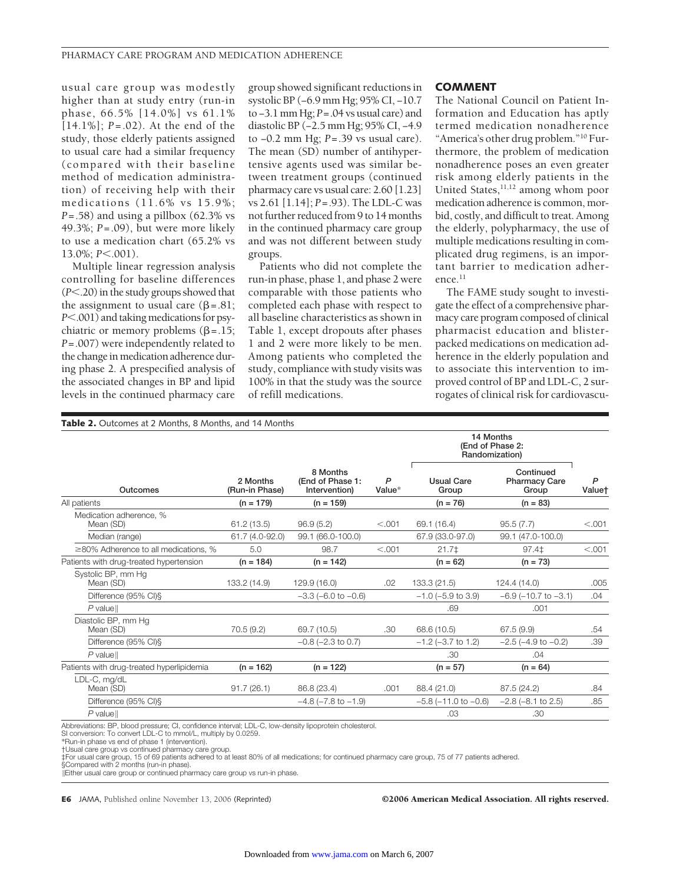usual care group was modestly higher than at study entry (run-in phase, 66.5% [14.0%] vs 61.1% [14.1%]; $P=.02$). At the end of the study, those elderly patients assigned to usual care had a similar frequency (compared with their baseline method of medication administration) of receiving help with their medications (11.6% vs 15.9%; $P=.58$) and using a pillbox (62.3% vs 49.3%; $P=.09$), but were more likely to use a medication chart (65.2% vs 13.0%; $P<.001$).

Multiple linear regression analysis controlling for baseline differences ($P<.20$) in the study groups showed that the assignment to usual care ($\beta=.81$; $P<.001$) and taking medications for psychiatric or memory problems ($\beta=.15$; $P=.007$) were independently related to the change in medication adherence during phase 2. A prespecified analysis of the associated changes in BP and lipid levels in the continued pharmacy care group showed significant reductions in systolic BP (−6.9 mm Hg; 95% CI, −10.7 to −3.1 mm Hg; $P=.04$ vs usual care) and diastolic BP (−2.5 mm Hg; 95% CI, −4.9 to −0.2 mm Hg; $P=.39$ vs usual care). The mean (SD) number of antihypertensive agents used was similar between treatment groups (continued pharmacy care vs usual care: 2.60 [1.23] vs 2.61 [1.14]; $P=.93$). The LDL-C was not further reduced from 9 to 14 months in the continued pharmacy care group and was not different between study groups.

Patients who did not complete the run-in phase, phase 1, and phase 2 were comparable with those patients who completed each phase with respect to all baseline characteristics as shown in Table 1, except dropouts after phases 1 and 2 were more likely to be men. Among patients who completed the study, compliance with study visits was 100% in that the study was the source of refill medications.

## COMMENT

The National Council on Patient Information and Education has aptly termed medication nonadherence "America's other drug problem."[10] Furthermore, the problem of medication nonadherence poses an even greater risk among elderly patients in the United States,[11,12] among whom poor medication adherence is common, morbid, costly, and difficult to treat. Among the elderly, polypharmacy, the use of multiple medications resulting in complicated drug regimens, is an important barrier to medication adherence.[11]

The FAME study sought to investigate the effect of a comprehensive pharmacy care program composed of clinical pharmacist education and blister-packed medications on medication adherence in the elderly population and to associate this intervention to improved control of BP and LDL-C, 2 surrogates of clinical risk for cardiovascu-

**Table 2.** Outcomes at 2 Months, 8 Months, and 14 Months

| Outcomes | 2 Months (Run-in Phase) | 8 Months (End of Phase 1: Intervention) | P Value* | 14 Months (End of Phase 2: Randomization) | | |
|---|---|---|---|---|---|---|
| | | | | Usual Care Group | Continued Pharmacy Care Group | P Value† |
| All patients | (n = 179) | (n = 159) | | (n = 76) | (n = 83) | |
| Medication adherence, % Mean (SD) | 61.2 (13.5) | 96.9 (5.2) | <.001 | 69.1 (16.4) | 95.5 (7.7) | <.001 |
| Median (range) | 61.7 (4.0-92.0) | 99.1 (66.0-100.0) | | 67.9 (33.0-97.0) | 99.1 (47.0-100.0) | |
| ≥80% Adherence to all medications, % | 5.0 | 98.7 | <.001 | 21.7‡ | 97.4‡ | <.001 |
| Patients with drug-treated hypertension | (n = 184) | (n = 142) | | (n = 62) | (n = 73) | |
| Systolic BP, mm Hg Mean (SD) | 133.2 (14.9) | 129.9 (16.0) | .02 | 133.3 (21.5) | 124.4 (14.0) | .005 |
| Difference (95% CI)§ | | −3.3 (−6.0 to −0.6) | | −1.0 (−5.9 to 3.9) | −6.9 (−10.7 to −3.1) | .04 |
| P value‖ | | | | .69 | .001 | |
| Diastolic BP, mm Hg Mean (SD) | 70.5 (9.2) | 69.7 (10.5) | .30 | 68.6 (10.5) | 67.5 (9.9) | .54 |
| Difference (95% CI)§ | | −0.8 (−2.3 to 0.7) | | −1.2 (−3.7 to 1.2) | −2.5 (−4.9 to −0.2) | .39 |
| P value‖ | | | | .30 | .04 | |
| Patients with drug-treated hyperlipidemia | (n = 162) | (n = 122) | | (n = 57) | (n = 64) | |
| LDL-C, mg/dL Mean (SD) | 91.7 (26.1) | 86.8 (23.4) | .001 | 88.4 (21.0) | 87.5 (24.2) | .84 |
| Difference (95% CI)§ | | −4.8 (−7.8 to −1.9) | | −5.8 (−11.0 to −0.6) | −2.8 (−8.1 to 2.5) | .85 |
| P value‖ | | | | .03 | .30 | |

Abbreviations: BP, blood pressure; CI, confidence interval; LDL-C, low-density lipoprotein cholesterol.
SI conversion: To convert LDL-C to mmol/L, multiply by 0.0259.
*Run-in phase vs end of phase 1 (intervention).
†Usual care group vs continued pharmacy care group.
‡For usual care group, 15 of 69 patients adhered to at least 80% of all medications; for continued pharmacy care group, 75 of 77 patients adhered.
§Compared with 2 months (run-in phase).
‖Either usual care group or continued pharmacy care group vs run-in phase.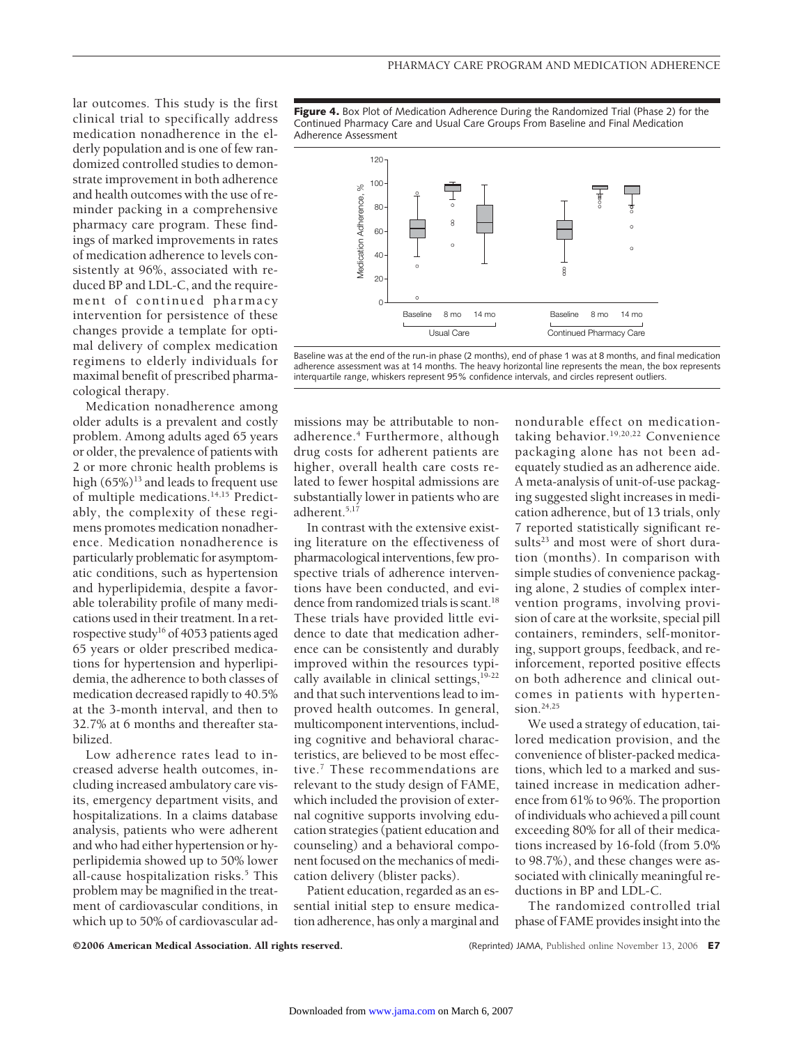lar outcomes. This study is the first clinical trial to specifically address medication nonadherence in the elderly population and is one of few randomized controlled studies to demonstrate improvement in both adherence and health outcomes with the use of reminder packing in a comprehensive pharmacy care program. These findings of marked improvements in rates of medication adherence to levels consistently at 96%, associated with reduced BP and LDL-C, and the requirement of continued pharmacy intervention for persistence of these changes provide a template for optimal delivery of complex medication regimens to elderly individuals for maximal benefit of prescribed pharmacological therapy.

Medication nonadherence among older adults is a prevalent and costly problem. Among adults aged 65 years or older, the prevalence of patients with 2 or more chronic health problems is high (65%)[13] and leads to frequent use of multiple medications.[14,15] Predictably, the complexity of these regimens promotes medication nonadherence. Medication nonadherence is particularly problematic for asymptomatic conditions, such as hypertension and hyperlipidemia, despite a favorable tolerability profile of many medications used in their treatment. In a retrospective study[16] of 4053 patients aged 65 years or older prescribed medications for hypertension and hyperlipidemia, the adherence to both classes of medication decreased rapidly to 40.5% at the 3-month interval, and then to 32.7% at 6 months and thereafter stabilized.

Low adherence rates lead to increased adverse health outcomes, including increased ambulatory care visits, emergency department visits, and hospitalizations. In a claims database analysis, patients who were adherent and who had either hypertension or hyperlipidemia showed up to 50% lower all-cause hospitalization risks.[5] This problem may be magnified in the treatment of cardiovascular conditions, in which up to 50% of cardiovascular admissions may be attributable to nonadherence.[4] Furthermore, although drug costs for adherent patients are higher, overall health care costs related to fewer hospital admissions are substantially lower in patients who are adherent.[5,17]

In contrast with the extensive existing literature on the effectiveness of pharmacological interventions, few prospective trials of adherence interventions have been conducted, and evidence from randomized trials is scant.[18] These trials have provided little evidence to date that medication adherence can be consistently and durably improved within the resources typically available in clinical settings,[19-22] and that such interventions lead to improved health outcomes. In general, multicomponent interventions, including cognitive and behavioral characteristics, are believed to be most effective.[7] These recommendations are relevant to the study design of FAME, which included the provision of external cognitive supports involving education strategies (patient education and counseling) and a behavioral component focused on the mechanics of medication delivery (blister packs).

Patient education, regarded as an essential initial step to ensure medication adherence, has only a marginal and nondurable effect on medication-taking behavior.[19,20,22] Convenience packaging alone has not been adequately studied as an adherence aide. A meta-analysis of unit-of-use packaging suggested slight increases in medication adherence, but of 13 trials, only 7 reported statistically significant results[23] and most were of short duration (months). In comparison with simple studies of convenience packaging alone, 2 studies of complex intervention programs, involving provision of care at the worksite, special pill containers, reminders, self-monitoring, support groups, feedback, and reinforcement, reported positive effects on both adherence and clinical outcomes in patients with hypertension.[24,25]

We used a strategy of education, tailored medication provision, and the convenience of blister-packed medications, which led to a marked and sustained increase in medication adherence from 61% to 96%. The proportion of individuals who achieved a pill count exceeding 80% for all of their medications increased by 16-fold (from 5.0% to 98.7%), and these changes were associated with clinically meaningful reductions in BP and LDL-C.

The randomized controlled trial phase of FAME provides insight into the

**Figure 4.** Box Plot of Medication Adherence During the Randomized Trial (Phase 2) for the Continued Pharmacy Care and Usual Care Groups From Baseline and Final Medication Adherence Assessment

Baseline was at the end of the run-in phase (2 months), end of phase 1 was at 8 months, and final medication adherence assessment was at 14 months. The heavy horizontal line represents the mean, the box represents interquartile range, whiskers represent 95% confidence intervals, and circles represent outliers.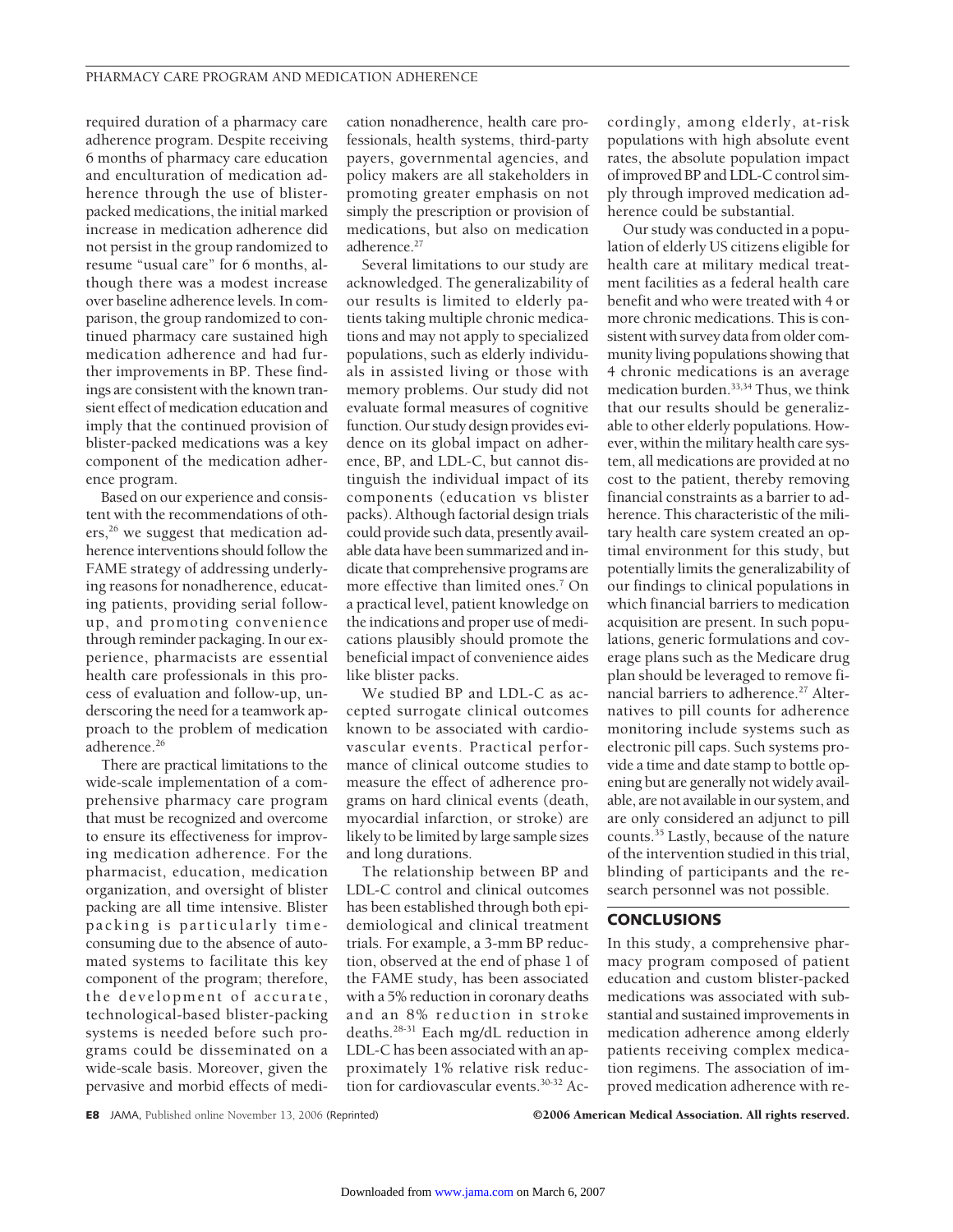required duration of a pharmacy care adherence program. Despite receiving 6 months of pharmacy care education and enculturation of medication adherence through the use of blister-packed medications, the initial marked increase in medication adherence did not persist in the group randomized to resume "usual care" for 6 months, although there was a modest increase over baseline adherence levels. In comparison, the group randomized to continued pharmacy care sustained high medication adherence and had further improvements in BP. These findings are consistent with the known transient effect of medication education and imply that the continued provision of blister-packed medications was a key component of the medication adherence program.

Based on our experience and consistent with the recommendations of others,[26] we suggest that medication adherence interventions should follow the FAME strategy of addressing underlying reasons for nonadherence, educating patients, providing serial follow-up, and promoting convenience through reminder packaging. In our experience, pharmacists are essential health care professionals in this process of evaluation and follow-up, underscoring the need for a teamwork approach to the problem of medication adherence.[26]

There are practical limitations to the wide-scale implementation of a comprehensive pharmacy care program that must be recognized and overcome to ensure its effectiveness for improving medication adherence. For the pharmacist, education, medication organization, and oversight of blister packing are all time intensive. Blister packing is particularly time-consuming due to the absence of automated systems to facilitate this key component of the program; therefore, the development of accurate, technological-based blister-packing systems is needed before such programs could be disseminated on a wide-scale basis. Moreover, given the pervasive and morbid effects of medication nonadherence, health care professionals, health systems, third-party payers, governmental agencies, and policy makers are all stakeholders in promoting greater emphasis on not simply the prescription or provision of medications, but also on medication adherence.[27]

Several limitations to our study are acknowledged. The generalizability of our results is limited to elderly patients taking multiple chronic medications and may not apply to specialized populations, such as elderly individuals in assisted living or those with memory problems. Our study did not evaluate formal measures of cognitive function. Our study design provides evidence on its global impact on adherence, BP, and LDL-C, but cannot distinguish the individual impact of its components (education vs blister packs). Although factorial design trials could provide such data, presently available data have been summarized and indicate that comprehensive programs are more effective than limited ones.[7] On a practical level, patient knowledge on the indications and proper use of medications plausibly should promote the beneficial impact of convenience aides like blister packs.

We studied BP and LDL-C as accepted surrogate clinical outcomes known to be associated with cardiovascular events. Practical performance of clinical outcome studies to measure the effect of adherence programs on hard clinical events (death, myocardial infarction, or stroke) are likely to be limited by large sample sizes and long durations.

The relationship between BP and LDL-C control and clinical outcomes has been established through both epidemiological and clinical treatment trials. For example, a 3-mm BP reduction, observed at the end of phase 1 of the FAME study, has been associated with a 5% reduction in coronary deaths and an 8% reduction in stroke deaths.[28-31] Each mg/dL reduction in LDL-C has been associated with an approximately 1% relative risk reduction for cardiovascular events.[30-32] Accordingly, among elderly, at-risk populations with high absolute event rates, the absolute population impact of improved BP and LDL-C control simply through improved medication adherence could be substantial.

Our study was conducted in a population of elderly US citizens eligible for health care at military medical treatment facilities as a federal health care benefit and who were treated with 4 or more chronic medications. This is consistent with survey data from older community living populations showing that 4 chronic medications is an average medication burden.[33,34] Thus, we think that our results should be generalizable to other elderly populations. However, within the military health care system, all medications are provided at no cost to the patient, thereby removing financial constraints as a barrier to adherence. This characteristic of the military health care system created an optimal environment for this study, but potentially limits the generalizability of our findings to clinical populations in which financial barriers to medication acquisition are present. In such populations, generic formulations and coverage plans such as the Medicare drug plan should be leveraged to remove financial barriers to adherence.[27] Alternatives to pill counts for adherence monitoring include systems such as electronic pill caps. Such systems provide a time and date stamp to bottle opening but are generally not widely available, are not available in our system, and are only considered an adjunct to pill counts.[35] Lastly, because of the nature of the intervention studied in this trial, blinding of participants and the research personnel was not possible.

## CONCLUSIONS

In this study, a comprehensive pharmacy program composed of patient education and custom blister-packed medications was associated with substantial and sustained improvements in medication adherence among elderly patients receiving complex medication regimens. The association of improved medication adherence with re-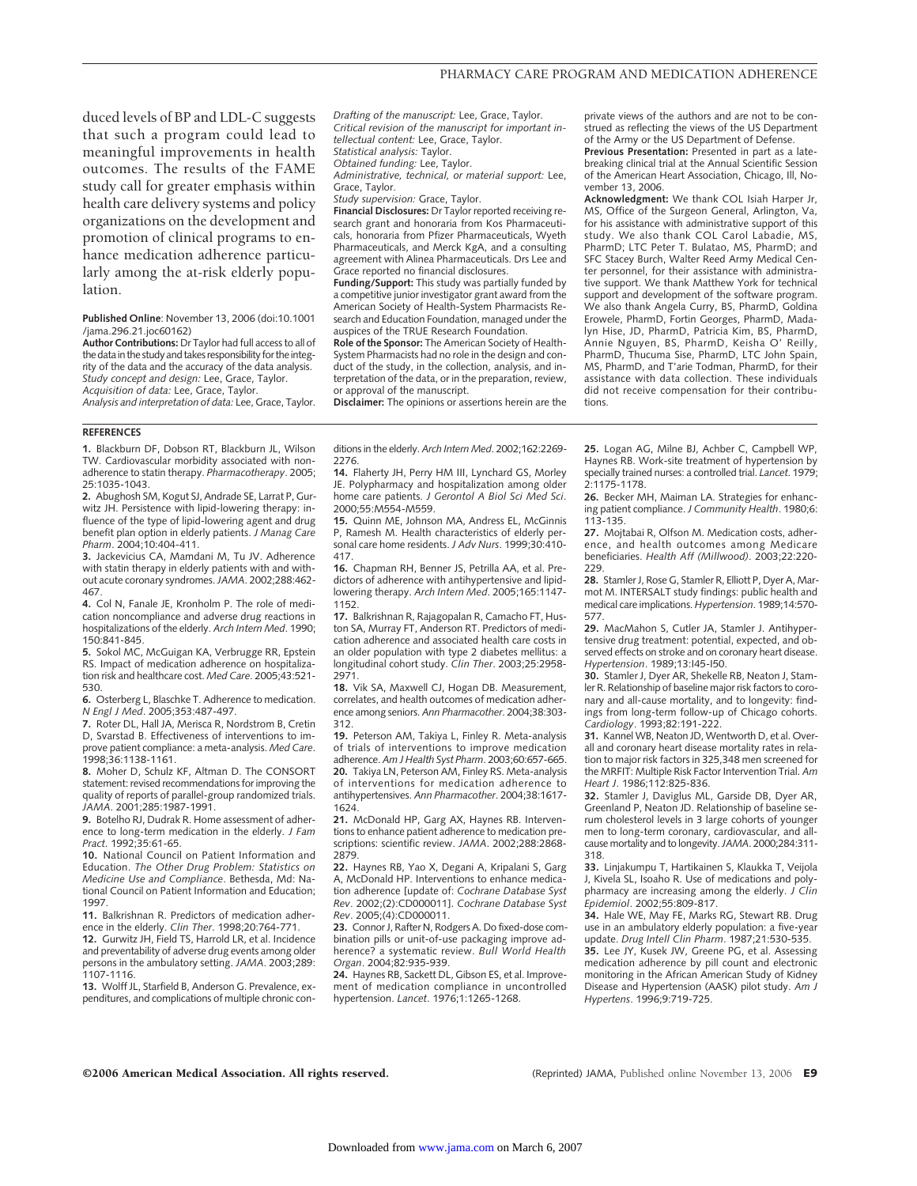duced levels of BP and LDL-C suggests that such a program could lead to meaningful improvements in health outcomes. The results of the FAME study call for greater emphasis within health care delivery systems and policy organizations on the development and promotion of clinical programs to enhance medication adherence particularly among the at-risk elderly population.

**Published Online**: November 13, 2006 (doi:10.1001/jama.296.21.joc60162)

**Author Contributions:** Dr Taylor had full access to all of the data in the study and takes responsibility for the integrity of the data and the accuracy of the data analysis.
*Study concept and design:* Lee, Grace, Taylor.
*Acquisition of data:* Lee, Grace, Taylor.
*Analysis and interpretation of data:* Lee, Grace, Taylor.
*Drafting of the manuscript:* Lee, Grace, Taylor.
*Critical revision of the manuscript for important intellectual content:* Lee, Grace, Taylor.
*Statistical analysis:* Taylor.
*Obtained funding:* Lee, Taylor.
*Administrative, technical, or material support:* Lee, Grace, Taylor.
*Study supervision:* Grace, Taylor.

**Financial Disclosures:** Dr Taylor reported receiving research grant and honoraria from Kos Pharmaceuticals, honoraria from Pfizer Pharmaceuticals, Wyeth Pharmaceuticals, and Merck KgA, and a consulting agreement with Alinea Pharmaceuticals. Drs Lee and Grace reported no financial disclosures.

**Funding/Support:** This study was partially funded by a competitive junior investigator grant award from the American Society of Health-System Pharmacists Research and Education Foundation, managed under the auspices of the TRUE Research Foundation.

**Role of the Sponsor:** The American Society of Health-System Pharmacists had no role in the design and conduct of the study, in the collection, analysis, and interpretation of the data, or in the preparation, review, or approval of the manuscript.

**Disclaimer:** The opinions or assertions herein are the private views of the authors and are not to be construed as reflecting the views of the US Department of the Army or the US Department of Defense.

**Previous Presentation:** Presented in part as a late-breaking clinical trial at the Annual Scientific Session of the American Heart Association, Chicago, Ill, November 13, 2006.

**Acknowledgment:** We thank COL Isiah Harper Jr, MS, Office of the Surgeon General, Arlington, Va, for his assistance with administrative support of this study. We also thank COL Carol Labadie, MS, PharmD; LTC Peter T. Bulatao, MS, PharmD; and SFC Stacey Burch, Walter Reed Army Medical Center personnel, for their assistance with administrative support. We thank Matthew York for technical support and development of the software program. We also thank Angela Curry, BS, PharmD, Goldina Erowele, PharmD, Fortin Georges, PharmD, Madalyn Hise, JD, PharmD, Patricia Kim, BS, PharmD, Annie Nguyen, BS, PharmD, Keisha O' Reilly, PharmD, Thucuma Sise, PharmD, LTC John Spain, MS, PharmD, and T'arie Todman, PharmD, for their assistance with data collection. These individuals did not receive compensation for their contributions.

## REFERENCES

1. Blackburn DF, Dobson RT, Blackburn JL, Wilson TW. Cardiovascular morbidity associated with nonadherence to statin therapy. *Pharmacotherapy*. 2005; 25:1035-1043.
2. Abughosh SM, Kogut SJ, Andrade SE, Larrat P, Gurwitz JH. Persistence with lipid-lowering therapy: influence of the type of lipid-lowering agent and drug benefit plan option in elderly patients. *J Manag Care Pharm*. 2004;10:404-411.
3. Jackevicius CA, Mamdani M, Tu JV. Adherence with statin therapy in elderly patients with and without acute coronary syndromes. *JAMA*. 2002;288:462-467.
4. Col N, Fanale JE, Kronholm P. The role of medication noncompliance and adverse drug reactions in hospitalizations of the elderly. *Arch Intern Med*. 1990; 150:841-845.
5. Sokol MC, McGuigan KA, Verbrugge RR, Epstein RS. Impact of medication adherence on hospitalization risk and healthcare cost. *Med Care*. 2005;43:521-530.
6. Osterberg L, Blaschke T. Adherence to medication. *N Engl J Med*. 2005;353:487-497.
7. Roter DL, Hall JA, Merisca R, Nordstrom B, Cretin D, Svarstad B. Effectiveness of interventions to improve patient compliance: a meta-analysis. *Med Care*. 1998;36:1138-1161.
8. Moher D, Schulz KF, Altman D. The CONSORT statement: revised recommendations for improving the quality of reports of parallel-group randomized trials. *JAMA*. 2001;285:1987-1991.
9. Botelho RJ, Dudrak R. Home assessment of adherence to long-term medication in the elderly. *J Fam Pract*. 1992;35:61-65.
10. National Council on Patient Information and Education. *The Other Drug Problem: Statistics on Medicine Use and Compliance*. Bethesda, Md: National Council on Patient Information and Education; 1997.
11. Balkrishnan R. Predictors of medication adherence in the elderly. *Clin Ther*. 1998;20:764-771.
12. Gurwitz JH, Field TS, Harrold LR, et al. Incidence and preventability of adverse drug events among older persons in the ambulatory setting. *JAMA*. 2003;289: 1107-1116.
13. Wolff JL, Starfield B, Anderson G. Prevalence, expenditures, and complications of multiple chronic conditions in the elderly. *Arch Intern Med*. 2002;162:2269-2276.
14. Flaherty JH, Perry HM III, Lynchard GS, Morley JE. Polypharmacy and hospitalization among older home care patients. *J Gerontol A Biol Sci Med Sci*. 2000;55:M554-M559.
15. Quinn ME, Johnson MA, Andress EL, McGinnis P, Ramesh M. Health characteristics of elderly personal care home residents. *J Adv Nurs*. 1999;30:410-417.
16. Chapman RH, Benner JS, Petrilla AA, et al. Predictors of adherence with antihypertensive and lipid-lowering therapy. *Arch Intern Med*. 2005;165:1147-1152.
17. Balkrishnan R, Rajagopalan R, Camacho FT, Huston SA, Murray FT, Anderson RT. Predictors of medication adherence and associated health care costs in an older population with type 2 diabetes mellitus: a longitudinal cohort study. *Clin Ther*. 2003;25:2958-2971.
18. Vik SA, Maxwell CJ, Hogan DB. Measurement, correlates, and health outcomes of medication adherence among seniors. *Ann Pharmacother*. 2004;38:303-312.
19. Peterson AM, Takiya L, Finley R. Meta-analysis of trials of interventions to improve medication adherence. *Am J Health Syst Pharm*. 2003;60:657-665.
20. Takiya LN, Peterson AM, Finley RS. Meta-analysis of interventions for medication adherence to antihypertensives. *Ann Pharmacother*. 2004;38:1617-1624.
21. McDonald HP, Garg AX, Haynes RB. Interventions to enhance patient adherence to medication prescriptions: scientific review. *JAMA*. 2002;288:2868-2879.
22. Haynes RB, Yao X, Degani A, Kripalani S, Garg A, McDonald HP. Interventions to enhance medication adherence [update of: *Cochrane Database Syst Rev*. 2002;(2):CD000011]. *Cochrane Database Syst Rev*. 2005;(4):CD000011.
23. Connor J, Rafter N, Rodgers A. Do fixed-dose combination pills or unit-of-use packaging improve adherence? a systematic review. *Bull World Health Organ*. 2004;82:935-939.
24. Haynes RB, Sackett DL, Gibson ES, et al. Improvement of medication compliance in uncontrolled hypertension. *Lancet*. 1976;1:1265-1268.
25. Logan AG, Milne BJ, Achber C, Campbell WP, Haynes RB. Work-site treatment of hypertension by specially trained nurses: a controlled trial. *Lancet*. 1979; 2:1175-1178.
26. Becker MH, Maiman LA. Strategies for enhancing patient compliance. *J Community Health*. 1980;6: 113-135.
27. Mojtabai R, Olfson M. Medication costs, adherence, and health outcomes among Medicare beneficiaries. *Health Aff (Millwood)*. 2003;22:220-229.
28. Stamler J, Rose G, Stamler R, Elliott P, Dyer A, Marmot M. INTERSALT study findings: public health and medical care implications. *Hypertension*. 1989;14:570-577.
29. MacMahon S, Cutler JA, Stamler J. Antihypertensive drug treatment: potential, expected, and observed effects on stroke and on coronary heart disease. *Hypertension*. 1989;13:I45-I50.
30. Stamler J, Dyer AR, Shekelle RB, Neaton J, Stamler R. Relationship of baseline major risk factors to coronary and all-cause mortality, and to longevity: findings from long-term follow-up of Chicago cohorts. *Cardiology*. 1993;82:191-222.
31. Kannel WB, Neaton JD, Wentworth D, et al. Overall and coronary heart disease mortality rates in relation to major risk factors in 325,348 men screened for the MRFIT: Multiple Risk Factor Intervention Trial. *Am Heart J*. 1986;112:825-836.
32. Stamler J, Daviglus ML, Garside DB, Dyer AR, Greenland P, Neaton JD. Relationship of baseline serum cholesterol levels in 3 large cohorts of younger men to long-term coronary, cardiovascular, and all-cause mortality and to longevity. *JAMA*. 2000;284:311-318.
33. Linjakumpu T, Hartikainen S, Klaukka T, Veijola J, Kivela SL, Isoaho R. Use of medications and polypharmacy are increasing among the elderly. *J Clin Epidemiol*. 2002;55:809-817.
34. Hale WE, May FE, Marks RG, Stewart RB. Drug use in an ambulatory elderly population: a five-year update. *Drug Intell Clin Pharm*. 1987;21:530-535.
35. Lee JY, Kusek JW, Greene PG, et al. Assessing medication adherence by pill count and electronic monitoring in the African American Study of Kidney Disease and Hypertension (AASK) pilot study. *Am J Hypertens*. 1996;9:719-725.